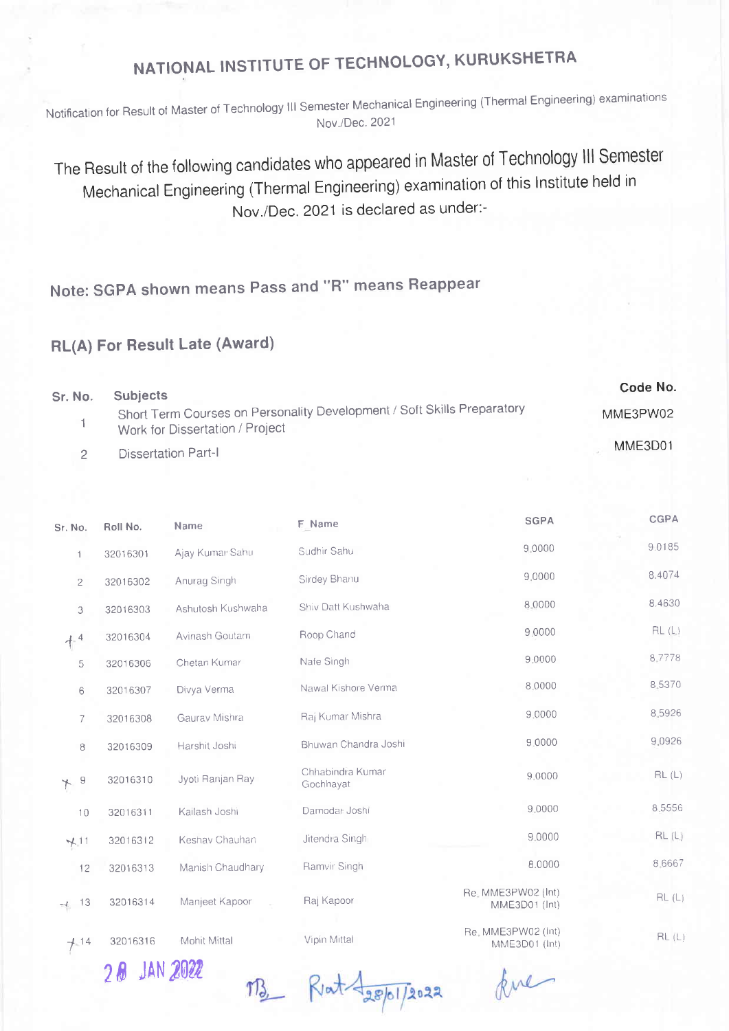# NATIONAL INSTITUTE OF TECHNOLOGY, KURUKSHETRA

Notification for Result of Master of Technology III Semester Mechanical Engineering (Thermal Engineering) examinations Nov./Dec. 2021

The Result of the following candidates who appeared in Master of Technology III Semester Mechanical Engineering (Thermal Engineering) examination of this Institute held in Nov./Dec. 2021 is declared as under:-

## Note: SGPA shown means Pass and "R" means Reappear

## RL(A) For Result Late (Award)

| Sr. No. | Subjects | Code No. |
|---|---|---|
| 1 | Short Term Courses on Personality Development / Soft Skills Preparatory Work for Dissertation / Project | MME3PW02 |
| 2 | Dissertation Part-I | MME3D01 |

| Sr. No. | Roll No. | Name | F_Name | SGPA | CGPA |
|---|---|---|---|---|---|
| 1 | 32016301 | Ajay Kumar Sahu | Sudhir Sahu | 9.0000 | 9.0185 |
| 2 | 32016302 | Anurag Singh | Sirdey Bhanu | 9.0000 | 8.4074 |
| 3 | 32016303 | Ashutosh Kushwaha | Shiv Datt Kushwaha | 8.0000 | 8.4630 |
| 4 | 32016304 | Avinash Goutam | Roop Chand | 9.0000 | RL (L) |
| 5 | 32016306 | Chetan Kumar | Nafe Singh | 9.0000 | 8.7778 |
| 6 | 32016307 | Divya Verma | Nawal Kishore Verma | 8.0000 | 8.5370 |
| 7 | 32016308 | Gaurav Mishra | Raj Kumar Mishra | 9.0000 | 8.5926 |
| 8 | 32016309 | Harshit Joshi | Bhuwan Chandra Joshi | 9.0000 | 9.0926 |
| 9 | 32016310 | Jyoti Ranjan Ray | Chhabindra Kumar Gochhayat | 9.0000 | RL (L) |
| 10 | 32016311 | Kailash Joshi | Damodar Joshi | 9.0000 | 8.5556 |
| 11 | 32016312 | Keshav Chauhan | Jitendra Singh | 9.0000 | RL (L) |
| 12 | 32016313 | Manish Chaudhary | Ramvir Singh | 8.0000 | 8.6667 |
| 13 | 32016314 | Manjeet Kapoor | Raj Kapoor | Re. MME3PW02 (Int) MME3D01 (Int) | RL (L) |
| 14 | 32016316 | Mohit Mittal | Vipin Mittal | Re. MME3PW02 (Int) MME3D01 (Int) | RL (L) |

28 JAN 2022

28/01/2022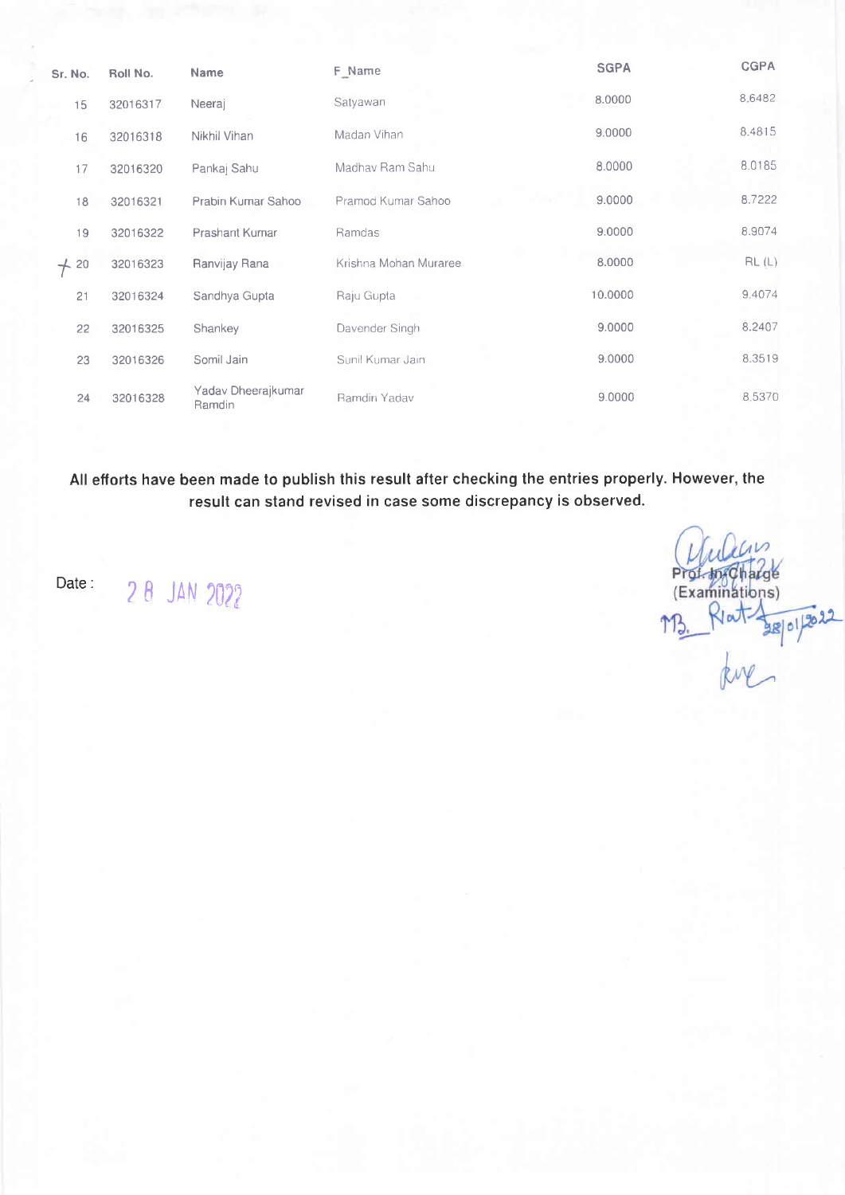| Sr. No. | Roll No. | Name | F_Name | SGPA | CGPA |
|---|---|---|---|---|---|
| 15 | 32016317 | Neeraj | Satyawan | 8.0000 | 8.6482 |
| 16 | 32016318 | Nikhil Vihan | Madan Vihan | 9.0000 | 8.4815 |
| 17 | 32016320 | Pankaj Sahu | Madhav Ram Sahu | 8.0000 | 8.0185 |
| 18 | 32016321 | Prabin Kumar Sahoo | Pramod Kumar Sahoo | 9.0000 | 8.7222 |
| 19 | 32016322 | Prashant Kumar | Ramdas | 9.0000 | 8.9074 |
| 20 | 32016323 | Ranvijay Rana | Krishna Mohan Muraree | 8.0000 | RL (L) |
| 21 | 32016324 | Sandhya Gupta | Raju Gupta | 10.0000 | 9.4074 |
| 22 | 32016325 | Shankey | Davender Singh | 9.0000 | 8.2407 |
| 23 | 32016326 | Somil Jain | Sunil Kumar Jain | 9.0000 | 8.3519 |
| 24 | 32016328 | Yadav Dheerajkumar Ramdin | Ramdin Yadav | 9.0000 | 8.5370 |

**All efforts have been made to publish this result after checking the entries properly. However, the result can stand revised in case some discrepancy is observed.**

Date : 28 JAN 2022

Prof. In-Charge
(Examinations)